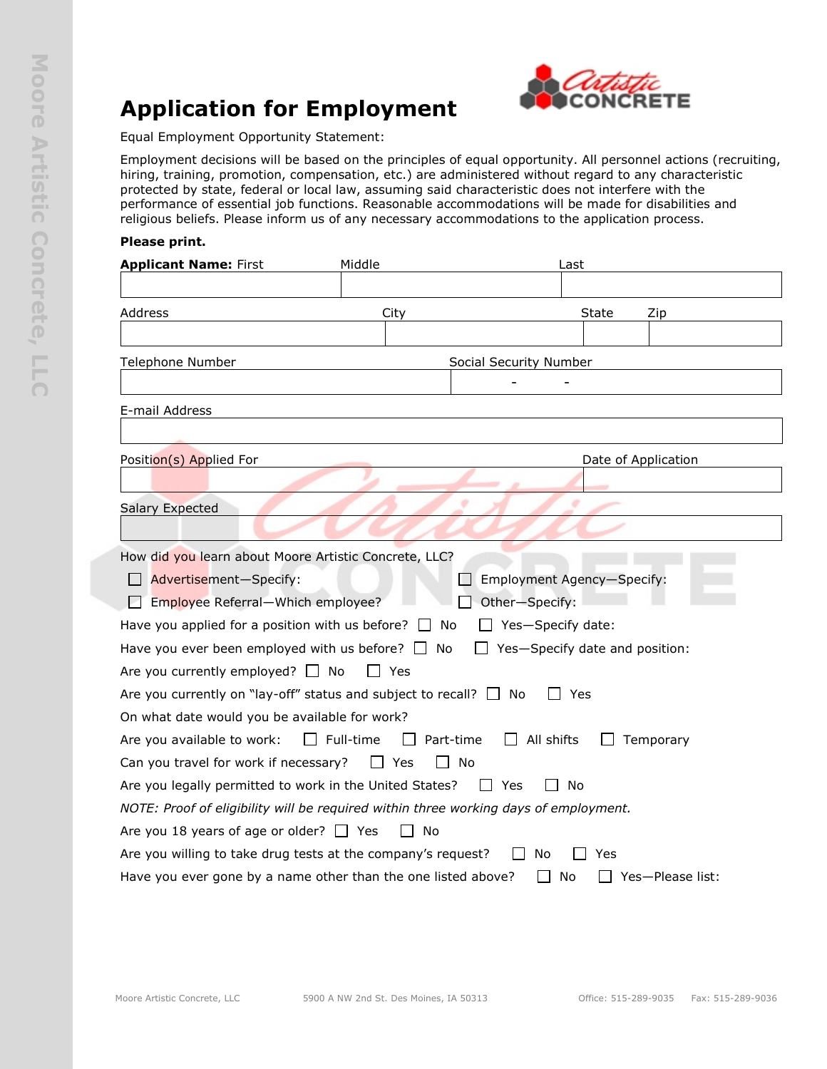# Application for Employment

Equal Employment Opportunity Statement:

Employment decisions will be based on the principles of equal opportunity. All personnel actions (recruiting, hiring, training, promotion, compensation, etc.) are administered without regard to any characteristic protected by state, federal or local law, assuming said characteristic does not interfere with the performance of essential job functions. Reasonable accommodations will be made for disabilities and religious beliefs. Please inform us of any necessary accommodations to the application process.

**Please print.**

| **Applicant Name:** First | Middle | Last |
|---|---|---|
| | | |

| Address | City | State | Zip |
|---|---|---|---|
| | | | |

| Telephone Number | Social Security Number |
|---|---|
| | - - |

| E-mail Address |
|---|
| |

| Position(s) Applied For | Date of Application |
|---|---|
| | |

| Salary Expected |
|---|
| |

How did you learn about Moore Artistic Concrete, LLC?

☐ Advertisement—Specify: ☐ Employment Agency—Specify:

☐ Employee Referral—Which employee? ☐ Other—Specify:

Have you applied for a position with us before? ☐ No ☐ Yes—Specify date:

Have you ever been employed with us before? ☐ No ☐ Yes—Specify date and position:

Are you currently employed? ☐ No ☐ Yes

Are you currently on "lay-off" status and subject to recall? ☐ No ☐ Yes

On what date would you be available for work?

Are you available to work: ☐ Full-time ☐ Part-time ☐ All shifts ☐ Temporary

Can you travel for work if necessary? ☐ Yes ☐ No

Are you legally permitted to work in the United States? ☐ Yes ☐ No

*NOTE: Proof of eligibility will be required within three working days of employment.*

Are you 18 years of age or older? ☐ Yes ☐ No

Are you willing to take drug tests at the company's request? ☐ No ☐ Yes

Have you ever gone by a name other than the one listed above? ☐ No ☐ Yes—Please list: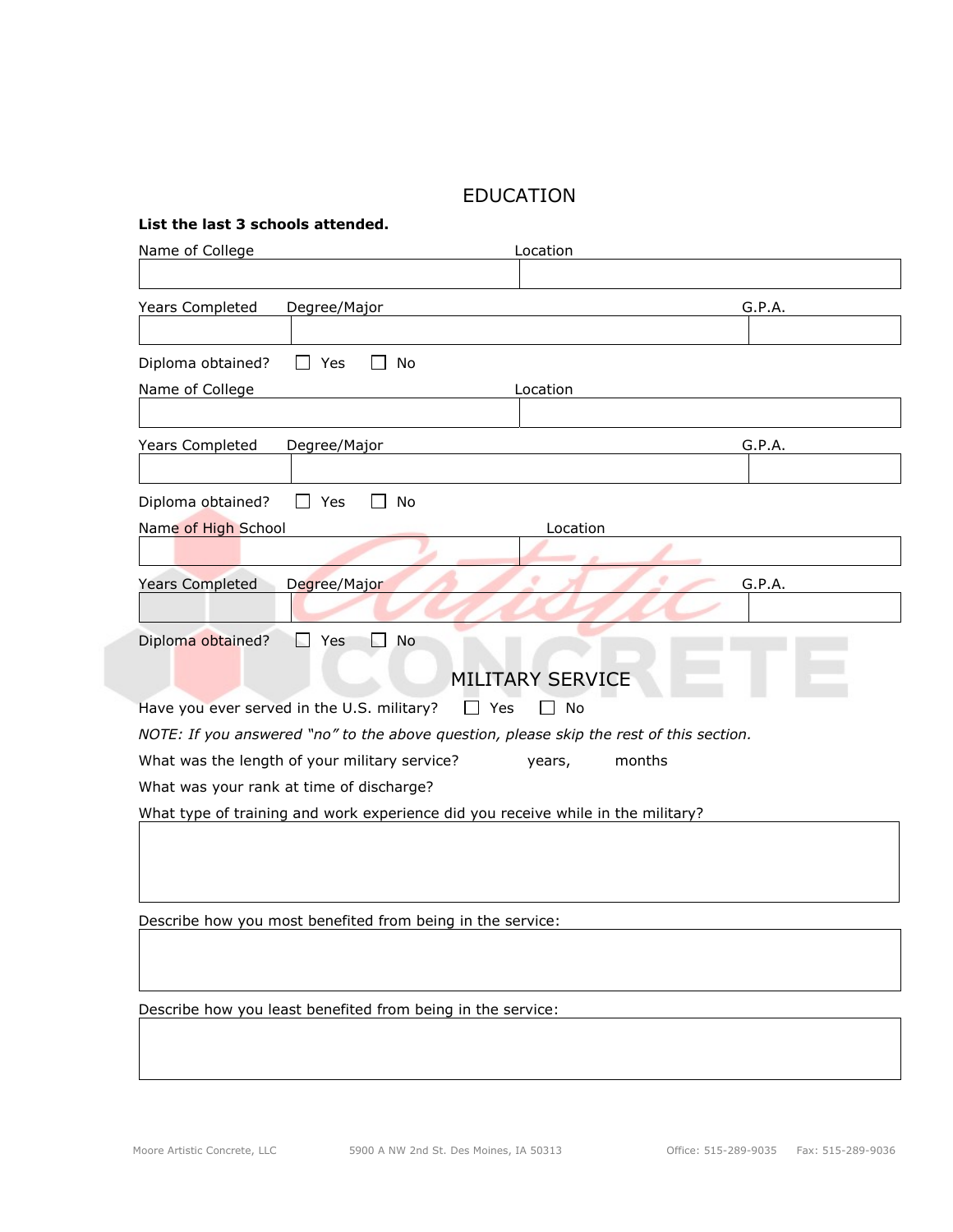## EDUCATION

**List the last 3 schools attended.**

| Name of College | Location |
|---|---|
| | |

| Years Completed | Degree/Major | G.P.A. |
|---|---|---|
| | | |

Diploma obtained? ☐ Yes ☐ No

| Name of College | Location |
|---|---|
| | |

| Years Completed | Degree/Major | G.P.A. |
|---|---|---|
| | | |

Diploma obtained? ☐ Yes ☐ No

| Name of High School | Location |
|---|---|
| | |

| Years Completed | Degree/Major | G.P.A. |
|---|---|---|
| | | |

Diploma obtained? ☐ Yes ☐ No

## MILITARY SERVICE

Have you ever served in the U.S. military? ☐ Yes ☐ No

*NOTE: If you answered "no" to the above question, please skip the rest of this section.*

What was the length of your military service? years, months

What was your rank at time of discharge?

What type of training and work experience did you receive while in the military?

| |
|---|
| |

Describe how you most benefited from being in the service:

| |
|---|
| |

Describe how you least benefited from being in the service:

| |
|---|
| |

Moore Artistic Concrete, LLC 5900 A NW 2nd St. Des Moines, IA 50313 Office: 515-289-9035 Fax: 515-289-9036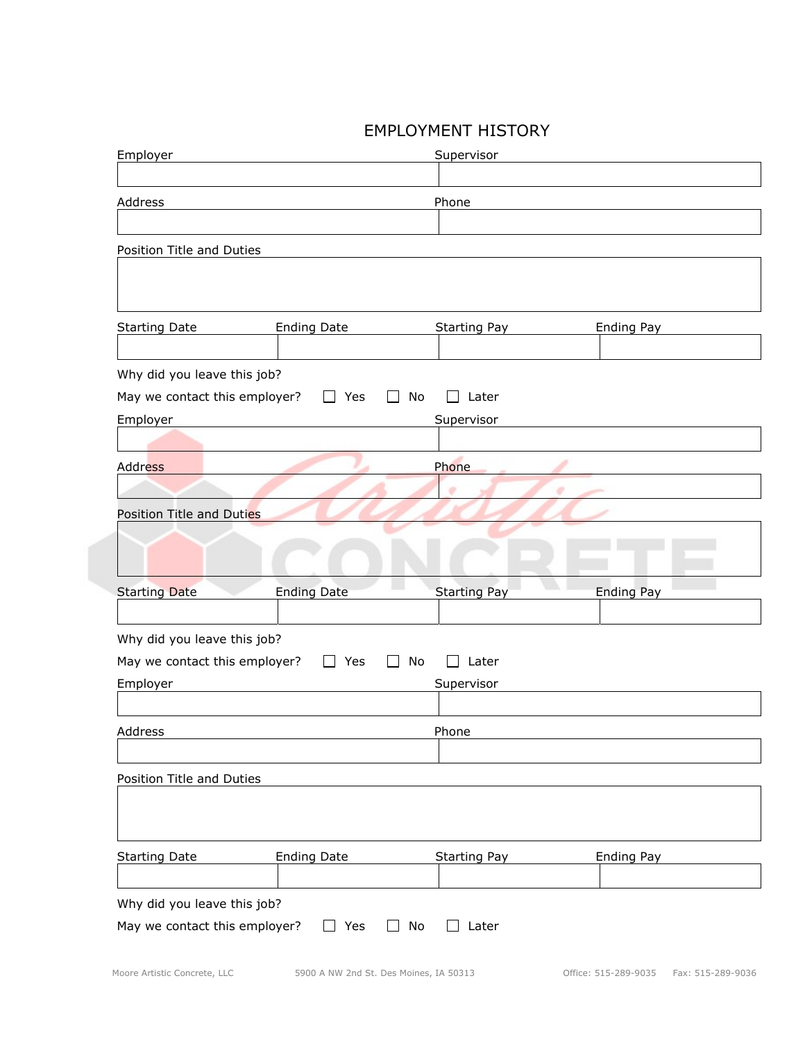# EMPLOYMENT HISTORY

| Employer | Supervisor |
|---|---|
| | |

| Address | Phone |
|---|---|
| | |

| Position Title and Duties |
|---|
| |

| Starting Date | Ending Date | Starting Pay | Ending Pay |
|---|---|---|---|
| | | | |

Why did you leave this job?

May we contact this employer? ☐ Yes ☐ No ☐ Later

| Employer | Supervisor |
|---|---|
| | |

| Address | Phone |
|---|---|
| | |

| Position Title and Duties |
|---|
| |

| Starting Date | Ending Date | Starting Pay | Ending Pay |
|---|---|---|---|
| | | | |

Why did you leave this job?

May we contact this employer? ☐ Yes ☐ No ☐ Later

| Employer | Supervisor |
|---|---|
| | |

| Address | Phone |
|---|---|
| | |

| Position Title and Duties |
|---|
| |

| Starting Date | Ending Date | Starting Pay | Ending Pay |
|---|---|---|---|
| | | | |

Why did you leave this job?

May we contact this employer? ☐ Yes ☐ No ☐ Later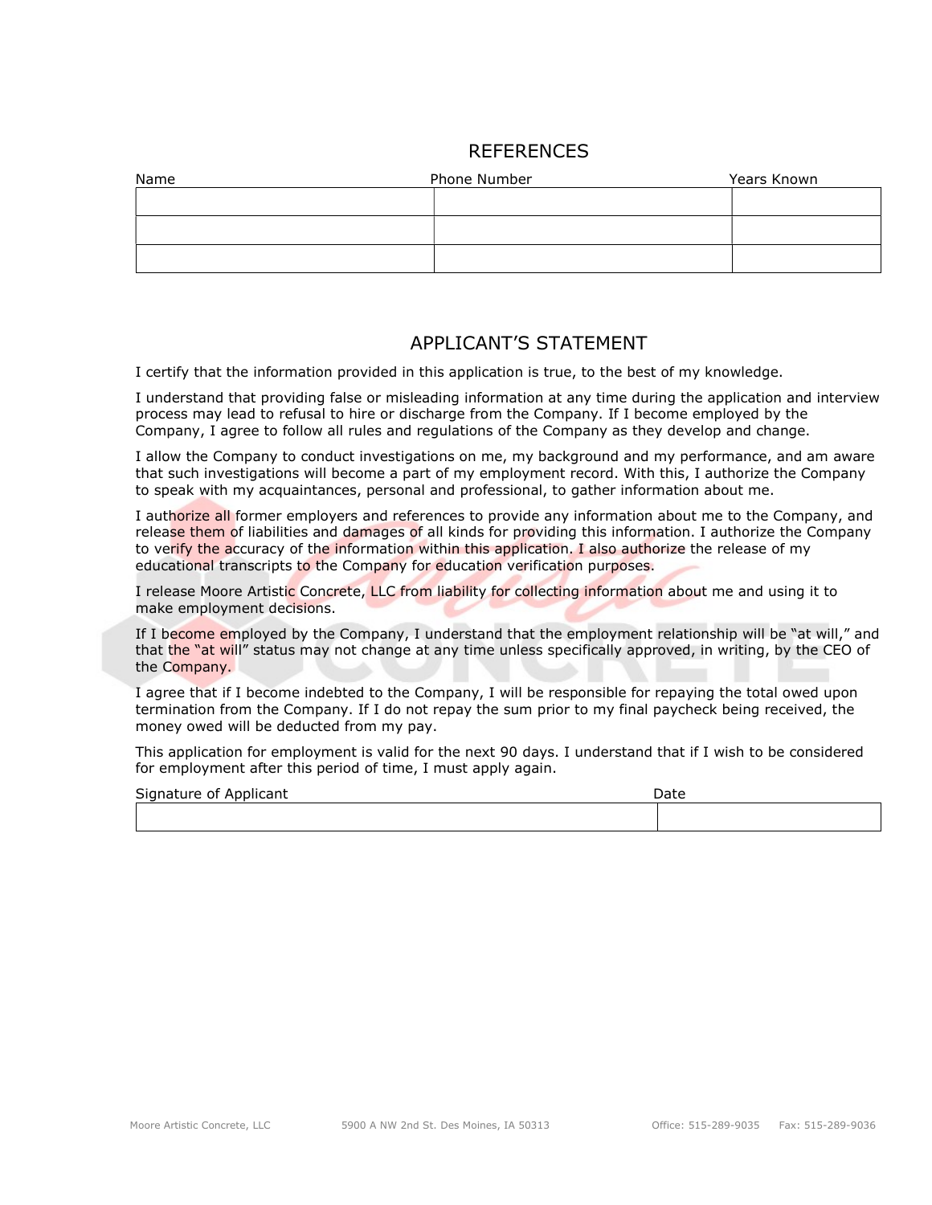## REFERENCES

| Name | Phone Number | Years Known |
|---|---|---|
| | | |
| | | |
| | | |

## APPLICANT'S STATEMENT

I certify that the information provided in this application is true, to the best of my knowledge.

I understand that providing false or misleading information at any time during the application and interview process may lead to refusal to hire or discharge from the Company. If I become employed by the Company, I agree to follow all rules and regulations of the Company as they develop and change.

I allow the Company to conduct investigations on me, my background and my performance, and am aware that such investigations will become a part of my employment record. With this, I authorize the Company to speak with my acquaintances, personal and professional, to gather information about me.

I authorize all former employers and references to provide any information about me to the Company, and release them of liabilities and damages of all kinds for providing this information. I authorize the Company to verify the accuracy of the information within this application. I also authorize the release of my educational transcripts to the Company for education verification purposes.

I release Moore Artistic Concrete, LLC from liability for collecting information about me and using it to make employment decisions.

If I become employed by the Company, I understand that the employment relationship will be "at will," and that the "at will" status may not change at any time unless specifically approved, in writing, by the CEO of the Company.

I agree that if I become indebted to the Company, I will be responsible for repaying the total owed upon termination from the Company. If I do not repay the sum prior to my final paycheck being received, the money owed will be deducted from my pay.

This application for employment is valid for the next 90 days. I understand that if I wish to be considered for employment after this period of time, I must apply again.

| Signature of Applicant | Date |
|---|---|
| | |